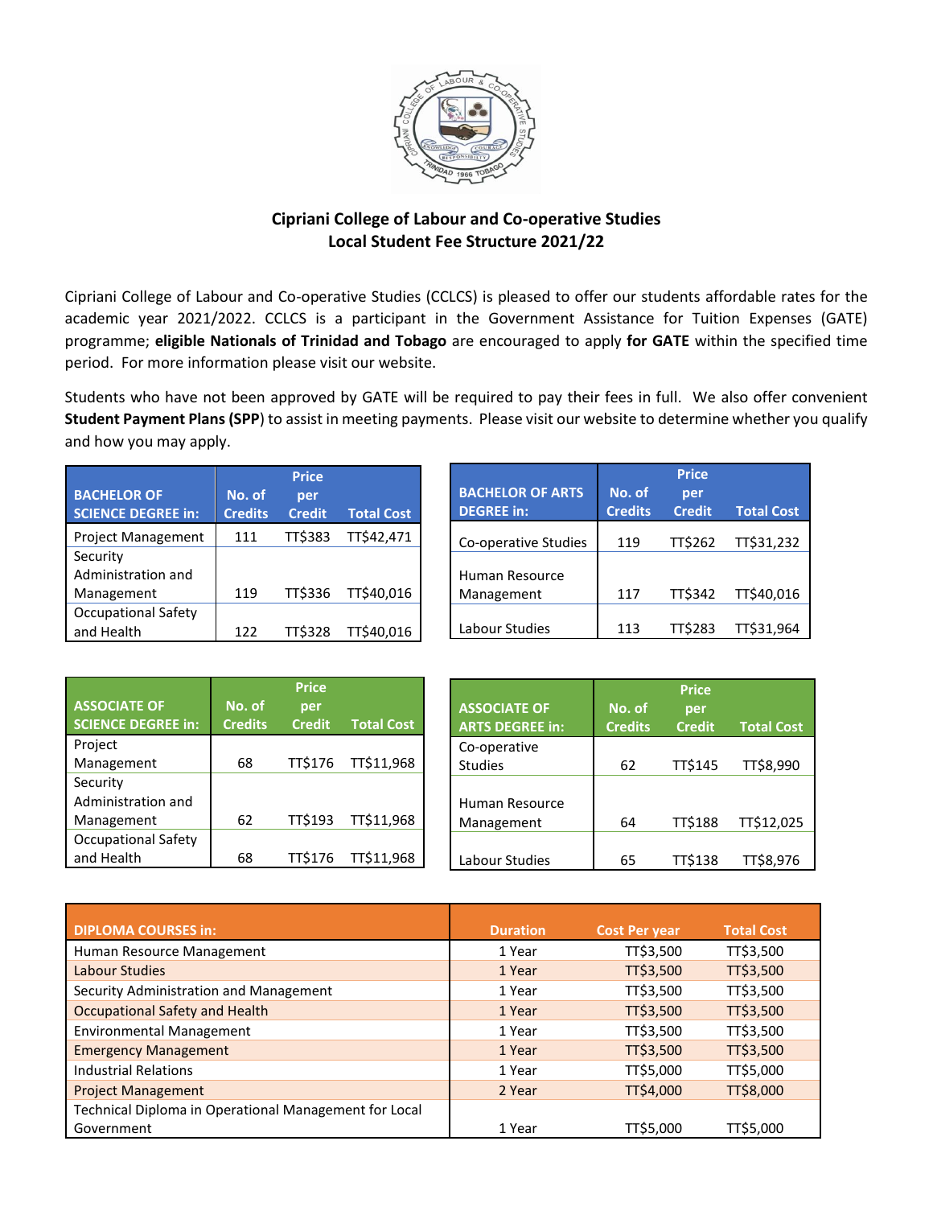# Cipriani College of Labour and Co-operative Studies
## Local Student Fee Structure 2021/22

Cipriani College of Labour and Co-operative Studies (CCLCS) is pleased to offer our students affordable rates for the academic year 2021/2022. CCLCS is a participant in the Government Assistance for Tuition Expenses (GATE) programme; **eligible Nationals of Trinidad and Tobago** are encouraged to apply **for GATE** within the specified time period. For more information please visit our website.

Students who have not been approved by GATE will be required to pay their fees in full. We also offer convenient **Student Payment Plans (SPP)** to assist in meeting payments. Please visit our website to determine whether you qualify and how you may apply.

| BACHELOR OF SCIENCE DEGREE in: | No. of Credits | Price per Credit | Total Cost |
|---|---|---|---|
| Project Management | 111 | TT$383 | TT$42,471 |
| Security Administration and Management | 119 | TT$336 | TT$40,016 |
| Occupational Safety and Health | 122 | TT$328 | TT$40,016 |

| BACHELOR OF ARTS DEGREE in: | No. of Credits | Price per Credit | Total Cost |
|---|---|---|---|
| Co-operative Studies | 119 | TT$262 | TT$31,232 |
| Human Resource Management | 117 | TT$342 | TT$40,016 |
| Labour Studies | 113 | TT$283 | TT$31,964 |

| ASSOCIATE OF SCIENCE DEGREE in: | No. of Credits | Price per Credit | Total Cost |
|---|---|---|---|
| Project Management | 68 | TT$176 | TT$11,968 |
| Security Administration and Management | 62 | TT$193 | TT$11,968 |
| Occupational Safety and Health | 68 | TT$176 | TT$11,968 |

| ASSOCIATE OF ARTS DEGREE in: | No. of Credits | Price per Credit | Total Cost |
|---|---|---|---|
| Co-operative Studies | 62 | TT$145 | TT$8,990 |
| Human Resource Management | 64 | TT$188 | TT$12,025 |
| Labour Studies | 65 | TT$138 | TT$8,976 |

| DIPLOMA COURSES in: | Duration | Cost Per year | Total Cost |
|---|---|---|---|
| Human Resource Management | 1 Year | TT$3,500 | TT$3,500 |
| Labour Studies | 1 Year | TT$3,500 | TT$3,500 |
| Security Administration and Management | 1 Year | TT$3,500 | TT$3,500 |
| Occupational Safety and Health | 1 Year | TT$3,500 | TT$3,500 |
| Environmental Management | 1 Year | TT$3,500 | TT$3,500 |
| Emergency Management | 1 Year | TT$3,500 | TT$3,500 |
| Industrial Relations | 1 Year | TT$5,000 | TT$5,000 |
| Project Management | 2 Year | TT$4,000 | TT$8,000 |
| Technical Diploma in Operational Management for Local Government | 1 Year | TT$5,000 | TT$5,000 |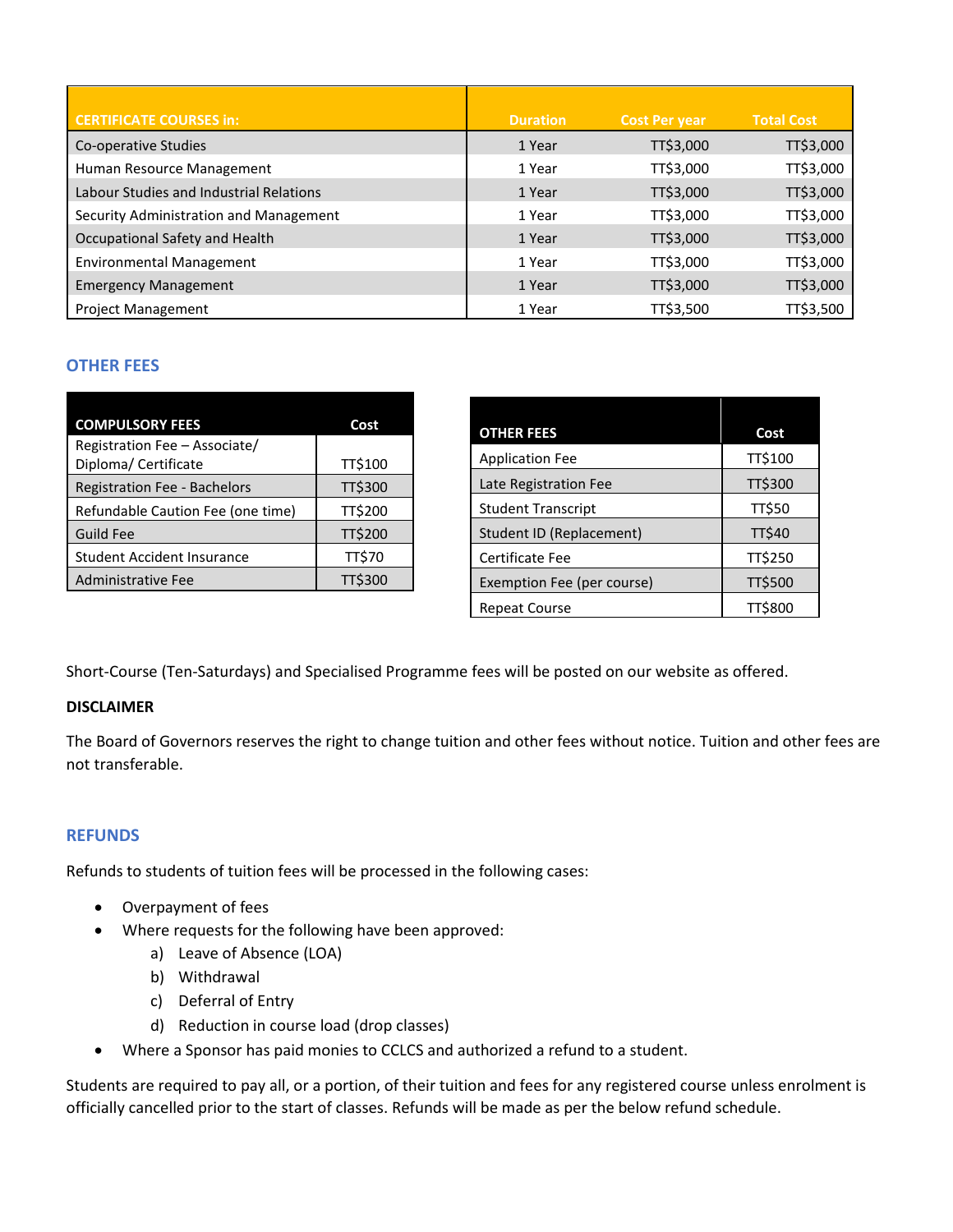| CERTIFICATE COURSES in: | Duration | Cost Per year | Total Cost |
|---|---|---|---|
| Co-operative Studies | 1 Year | TT$3,000 | TT$3,000 |
| Human Resource Management | 1 Year | TT$3,000 | TT$3,000 |
| Labour Studies and Industrial Relations | 1 Year | TT$3,000 | TT$3,000 |
| Security Administration and Management | 1 Year | TT$3,000 | TT$3,000 |
| Occupational Safety and Health | 1 Year | TT$3,000 | TT$3,000 |
| Environmental Management | 1 Year | TT$3,000 | TT$3,000 |
| Emergency Management | 1 Year | TT$3,000 | TT$3,000 |
| Project Management | 1 Year | TT$3,500 | TT$3,500 |

## OTHER FEES

| COMPULSORY FEES | Cost |
|---|---|
| Registration Fee – Associate/ Diploma/ Certificate | TT$100 |
| Registration Fee - Bachelors | TT$300 |
| Refundable Caution Fee (one time) | TT$200 |
| Guild Fee | TT$200 |
| Student Accident Insurance | TT$70 |
| Administrative Fee | TT$300 |

| OTHER FEES | Cost |
|---|---|
| Application Fee | TT$100 |
| Late Registration Fee | TT$300 |
| Student Transcript | TT$50 |
| Student ID (Replacement) | TT$40 |
| Certificate Fee | TT$250 |
| Exemption Fee (per course) | TT$500 |
| Repeat Course | TT$800 |

Short-Course (Ten-Saturdays) and Specialised Programme fees will be posted on our website as offered.

**DISCLAIMER**

The Board of Governors reserves the right to change tuition and other fees without notice. Tuition and other fees are not transferable.

## REFUNDS

Refunds to students of tuition fees will be processed in the following cases:

- Overpayment of fees
- Where requests for the following have been approved:
  - a) Leave of Absence (LOA)
  - b) Withdrawal
  - c) Deferral of Entry
  - d) Reduction in course load (drop classes)
- Where a Sponsor has paid monies to CCLCS and authorized a refund to a student.

Students are required to pay all, or a portion, of their tuition and fees for any registered course unless enrolment is officially cancelled prior to the start of classes. Refunds will be made as per the below refund schedule.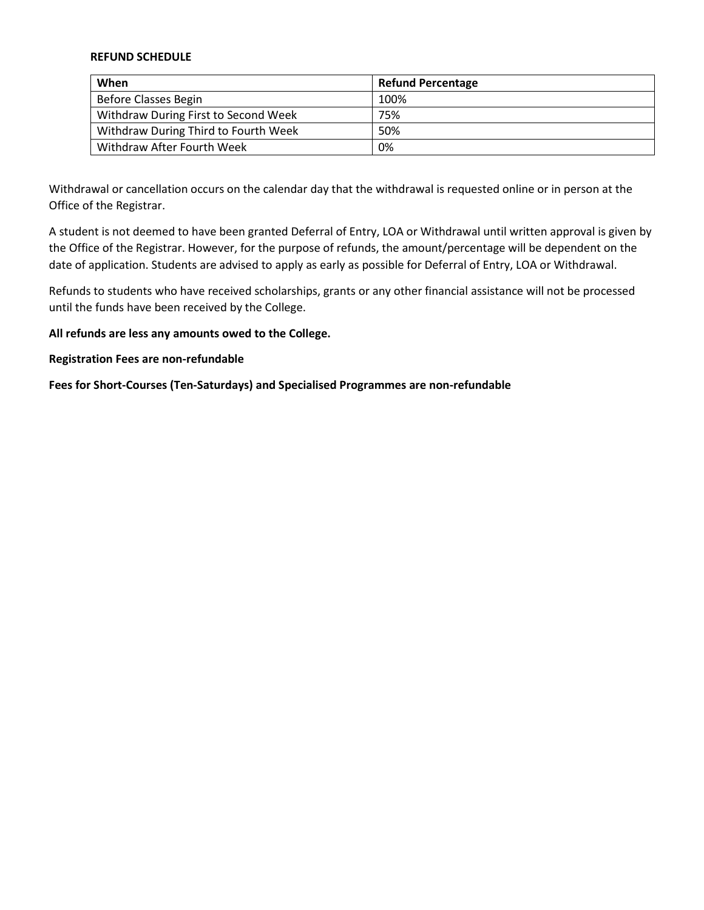**REFUND SCHEDULE**

| When | Refund Percentage |
|---|---|
| Before Classes Begin | 100% |
| Withdraw During First to Second Week | 75% |
| Withdraw During Third to Fourth Week | 50% |
| Withdraw After Fourth Week | 0% |

Withdrawal or cancellation occurs on the calendar day that the withdrawal is requested online or in person at the Office of the Registrar.

A student is not deemed to have been granted Deferral of Entry, LOA or Withdrawal until written approval is given by the Office of the Registrar. However, for the purpose of refunds, the amount/percentage will be dependent on the date of application. Students are advised to apply as early as possible for Deferral of Entry, LOA or Withdrawal.

Refunds to students who have received scholarships, grants or any other financial assistance will not be processed until the funds have been received by the College.

**All refunds are less any amounts owed to the College.**

**Registration Fees are non-refundable**

**Fees for Short-Courses (Ten-Saturdays) and Specialised Programmes are non-refundable**